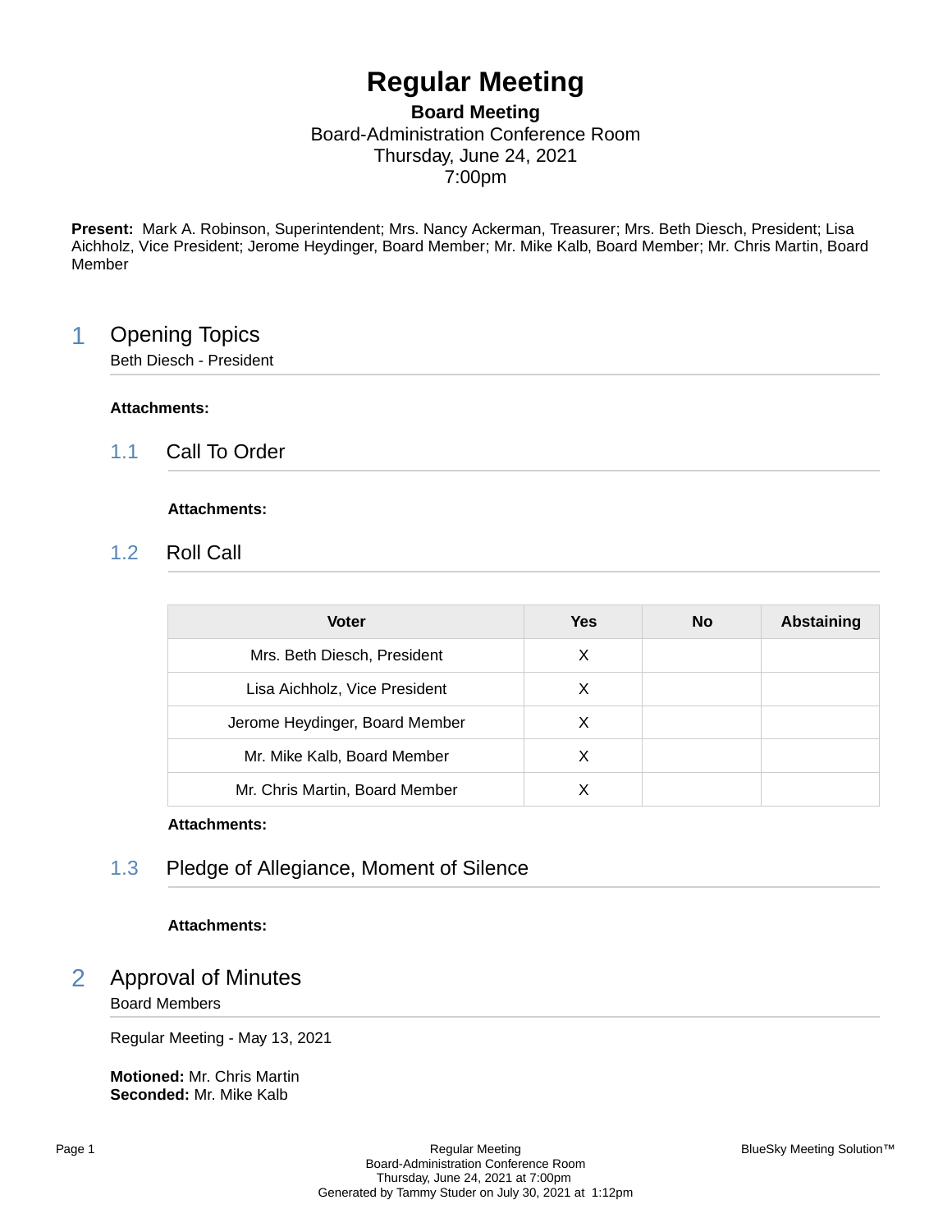# Regular Meeting

**Board Meeting**
Board-Administration Conference Room
Thursday, June 24, 2021
7:00pm

**Present:** Mark A. Robinson, Superintendent; Mrs. Nancy Ackerman, Treasurer; Mrs. Beth Diesch, President; Lisa Aichholz, Vice President; Jerome Heydinger, Board Member; Mr. Mike Kalb, Board Member; Mr. Chris Martin, Board Member

## 1 Opening Topics

Beth Diesch - President

**Attachments:**

### 1.1 Call To Order

**Attachments:**

### 1.2 Roll Call

| Voter | Yes | No | Abstaining |
|---|---|---|---|
| Mrs. Beth Diesch, President | X | | |
| Lisa Aichholz, Vice President | X | | |
| Jerome Heydinger, Board Member | X | | |
| Mr. Mike Kalb, Board Member | X | | |
| Mr. Chris Martin, Board Member | X | | |

**Attachments:**

### 1.3 Pledge of Allegiance, Moment of Silence

**Attachments:**

## 2 Approval of Minutes

Board Members

Regular Meeting - May 13, 2021

**Motioned:** Mr. Chris Martin
**Seconded:** Mr. Mike Kalb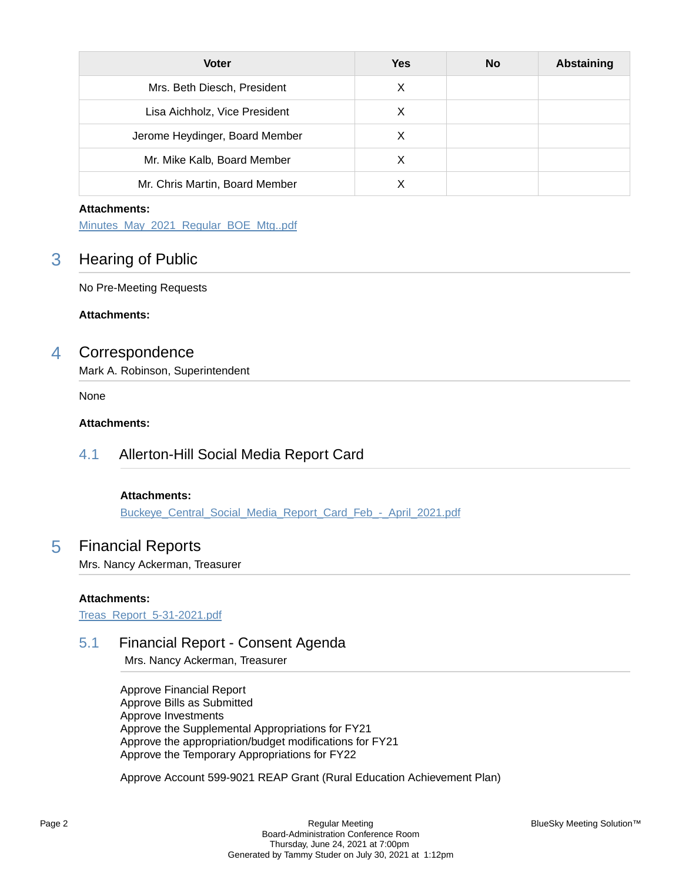| Voter | Yes | No | Abstaining |
|---|---|---|---|
| Mrs. Beth Diesch, President | X | | |
| Lisa Aichholz, Vice President | X | | |
| Jerome Heydinger, Board Member | X | | |
| Mr. Mike Kalb, Board Member | X | | |
| Mr. Chris Martin, Board Member | X | | |

**Attachments:**
Minutes_May_2021_Regular_BOE_Mtg..pdf

## 3 Hearing of Public

No Pre-Meeting Requests

**Attachments:**

## 4 Correspondence

Mark A. Robinson, Superintendent

None

**Attachments:**

### 4.1 Allerton-Hill Social Media Report Card

**Attachments:**
Buckeye_Central_Social_Media_Report_Card_Feb_-_April_2021.pdf

## 5 Financial Reports

Mrs. Nancy Ackerman, Treasurer

**Attachments:**
Treas_Report_5-31-2021.pdf

### 5.1 Financial Report - Consent Agenda

Mrs. Nancy Ackerman, Treasurer

Approve Financial Report
Approve Bills as Submitted
Approve Investments
Approve the Supplemental Appropriations for FY21
Approve the appropriation/budget modifications for FY21
Approve the Temporary Appropriations for FY22

Approve Account 599-9021 REAP Grant (Rural Education Achievement Plan)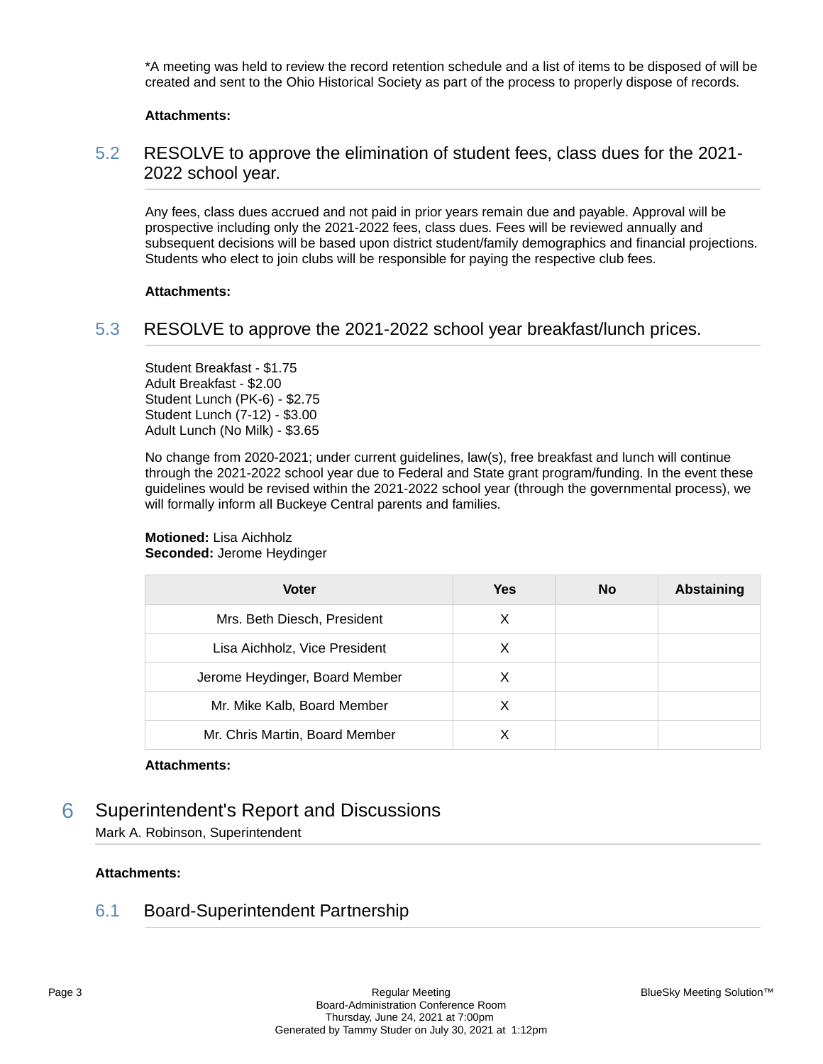*A meeting was held to review the record retention schedule and a list of items to be disposed of will be created and sent to the Ohio Historical Society as part of the process to properly dispose of records.

**Attachments:**

## 5.2 RESOLVE to approve the elimination of student fees, class dues for the 2021-2022 school year.

Any fees, class dues accrued and not paid in prior years remain due and payable. Approval will be prospective including only the 2021-2022 fees, class dues. Fees will be reviewed annually and subsequent decisions will be based upon district student/family demographics and financial projections. Students who elect to join clubs will be responsible for paying the respective club fees.

**Attachments:**

## 5.3 RESOLVE to approve the 2021-2022 school year breakfast/lunch prices.

Student Breakfast - $1.75
Adult Breakfast - $2.00
Student Lunch (PK-6) - $2.75
Student Lunch (7-12) - $3.00
Adult Lunch (No Milk) - $3.65

No change from 2020-2021; under current guidelines, law(s), free breakfast and lunch will continue through the 2021-2022 school year due to Federal and State grant program/funding. In the event these guidelines would be revised within the 2021-2022 school year (through the governmental process), we will formally inform all Buckeye Central parents and families.

**Motioned:** Lisa Aichholz
**Seconded:** Jerome Heydinger

| Voter | Yes | No | Abstaining |
|---|---|---|---|
| Mrs. Beth Diesch, President | X | | |
| Lisa Aichholz, Vice President | X | | |
| Jerome Heydinger, Board Member | X | | |
| Mr. Mike Kalb, Board Member | X | | |
| Mr. Chris Martin, Board Member | X | | |

**Attachments:**

# 6 Superintendent's Report and Discussions

Mark A. Robinson, Superintendent

**Attachments:**

## 6.1 Board-Superintendent Partnership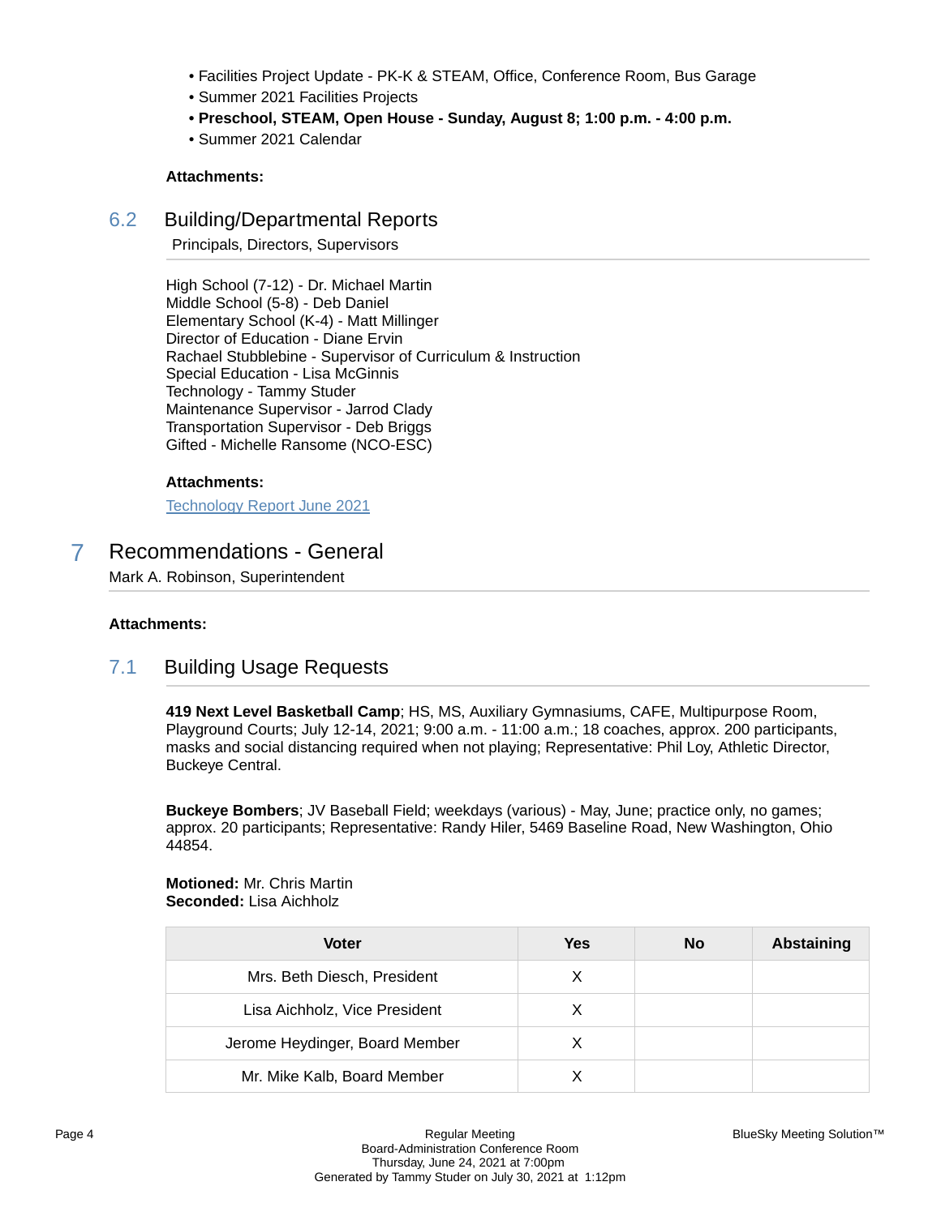- Facilities Project Update - PK-K & STEAM, Office, Conference Room, Bus Garage
- Summer 2021 Facilities Projects
- **Preschool, STEAM, Open House - Sunday, August 8; 1:00 p.m. - 4:00 p.m.**
- Summer 2021 Calendar

**Attachments:**

## 6.2 Building/Departmental Reports

Principals, Directors, Supervisors

High School (7-12) - Dr. Michael Martin
Middle School (5-8) - Deb Daniel
Elementary School (K-4) - Matt Millinger
Director of Education - Diane Ervin
Rachael Stubblebine - Supervisor of Curriculum & Instruction
Special Education - Lisa McGinnis
Technology - Tammy Studer
Maintenance Supervisor - Jarrod Clady
Transportation Supervisor - Deb Briggs
Gifted - Michelle Ransome (NCO-ESC)

**Attachments:**

Technology Report June 2021

# 7 Recommendations - General

Mark A. Robinson, Superintendent

**Attachments:**

## 7.1 Building Usage Requests

**419 Next Level Basketball Camp**; HS, MS, Auxiliary Gymnasiums, CAFE, Multipurpose Room, Playground Courts; July 12-14, 2021; 9:00 a.m. - 11:00 a.m.; 18 coaches, approx. 200 participants, masks and social distancing required when not playing; Representative: Phil Loy, Athletic Director, Buckeye Central.

**Buckeye Bombers**; JV Baseball Field; weekdays (various) - May, June; practice only, no games; approx. 20 participants; Representative: Randy Hiler, 5469 Baseline Road, New Washington, Ohio 44854.

**Motioned:** Mr. Chris Martin
**Seconded:** Lisa Aichholz

| Voter | Yes | No | Abstaining |
|---|---|---|---|
| Mrs. Beth Diesch, President | X | | |
| Lisa Aichholz, Vice President | X | | |
| Jerome Heydinger, Board Member | X | | |
| Mr. Mike Kalb, Board Member | X | | |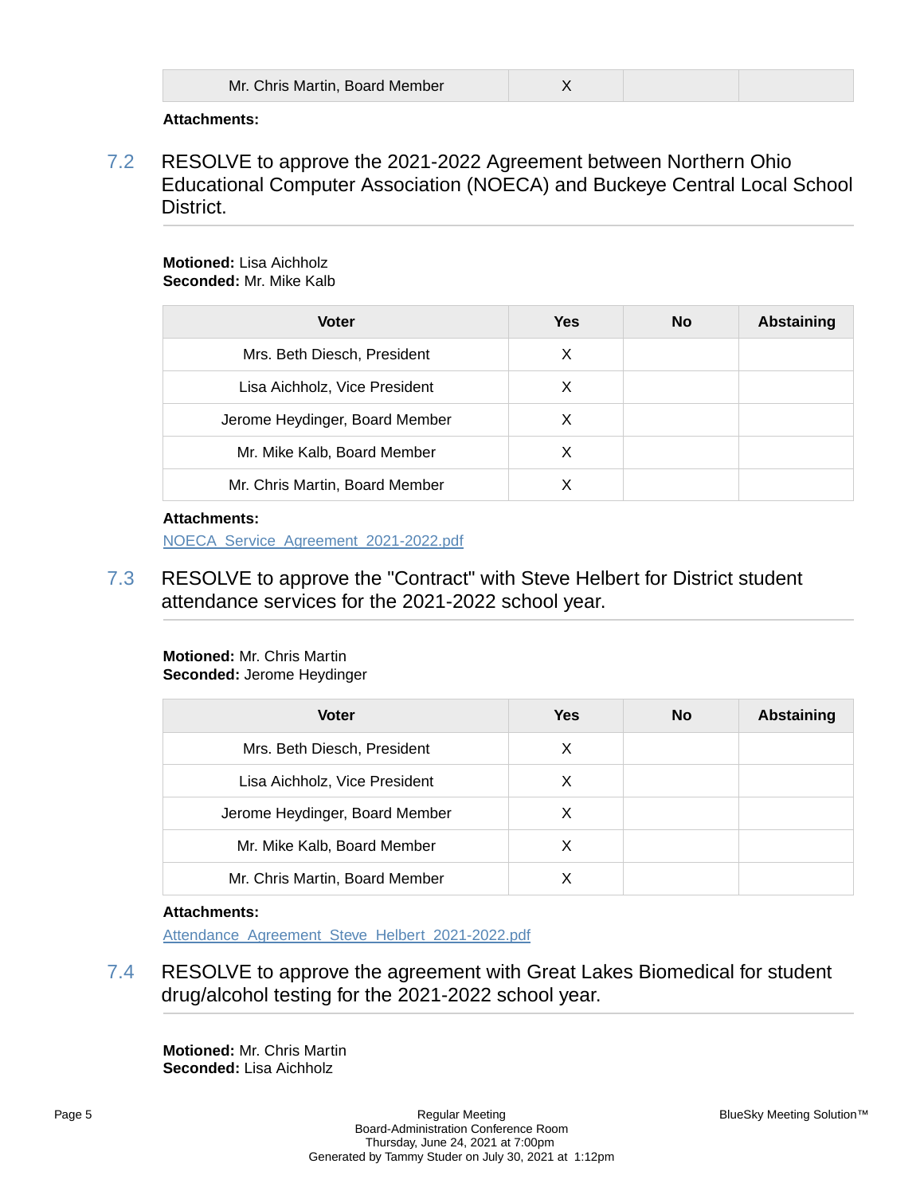| Mr. Chris Martin, Board Member | X | | |
|---|---|---|---|

**Attachments:**

## 7.2 RESOLVE to approve the 2021-2022 Agreement between Northern Ohio Educational Computer Association (NOECA) and Buckeye Central Local School District.

**Motioned:** Lisa Aichholz
**Seconded:** Mr. Mike Kalb

| Voter | Yes | No | Abstaining |
|---|---|---|---|
| Mrs. Beth Diesch, President | X | | |
| Lisa Aichholz, Vice President | X | | |
| Jerome Heydinger, Board Member | X | | |
| Mr. Mike Kalb, Board Member | X | | |
| Mr. Chris Martin, Board Member | X | | |

**Attachments:**
NOECA_Service_Agreement_2021-2022.pdf

## 7.3 RESOLVE to approve the "Contract" with Steve Helbert for District student attendance services for the 2021-2022 school year.

**Motioned:** Mr. Chris Martin
**Seconded:** Jerome Heydinger

| Voter | Yes | No | Abstaining |
|---|---|---|---|
| Mrs. Beth Diesch, President | X | | |
| Lisa Aichholz, Vice President | X | | |
| Jerome Heydinger, Board Member | X | | |
| Mr. Mike Kalb, Board Member | X | | |
| Mr. Chris Martin, Board Member | X | | |

**Attachments:**
Attendance_Agreement_Steve_Helbert_2021-2022.pdf

## 7.4 RESOLVE to approve the agreement with Great Lakes Biomedical for student drug/alcohol testing for the 2021-2022 school year.

**Motioned:** Mr. Chris Martin
**Seconded:** Lisa Aichholz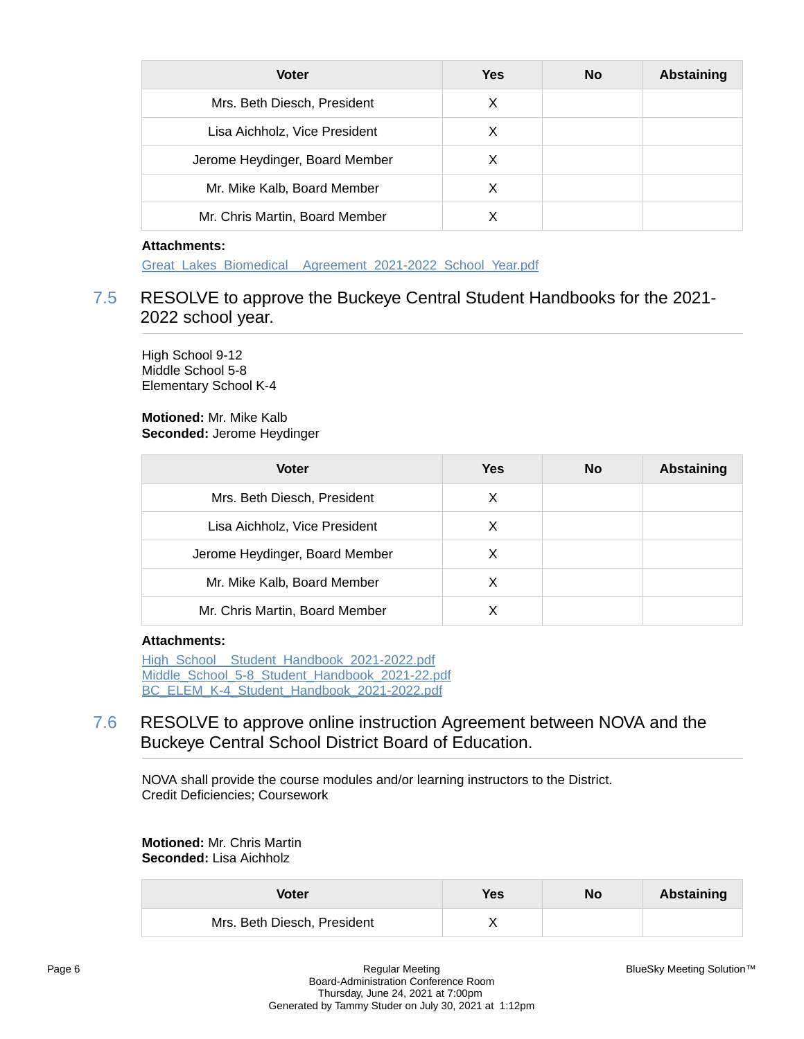| Voter | Yes | No | Abstaining |
| --- | --- | --- | --- |
| Mrs. Beth Diesch, President | X | | |
| Lisa Aichholz, Vice President | X | | |
| Jerome Heydinger, Board Member | X | | |
| Mr. Mike Kalb, Board Member | X | | |
| Mr. Chris Martin, Board Member | X | | |

**Attachments:**

Great_Lakes_Biomedical__Agreement_2021-2022_School_Year.pdf

## 7.5 RESOLVE to approve the Buckeye Central Student Handbooks for the 2021-2022 school year.

High School 9-12
Middle School 5-8
Elementary School K-4

**Motioned:** Mr. Mike Kalb
**Seconded:** Jerome Heydinger

| Voter | Yes | No | Abstaining |
| --- | --- | --- | --- |
| Mrs. Beth Diesch, President | X | | |
| Lisa Aichholz, Vice President | X | | |
| Jerome Heydinger, Board Member | X | | |
| Mr. Mike Kalb, Board Member | X | | |
| Mr. Chris Martin, Board Member | X | | |

**Attachments:**

High_School__Student_Handbook_2021-2022.pdf
Middle_School_5-8_Student_Handbook_2021-22.pdf
BC_ELEM_K-4_Student_Handbook_2021-2022.pdf

## 7.6 RESOLVE to approve online instruction Agreement between NOVA and the Buckeye Central School District Board of Education.

NOVA shall provide the course modules and/or learning instructors to the District.
Credit Deficiencies; Coursework

**Motioned:** Mr. Chris Martin
**Seconded:** Lisa Aichholz

| Voter | Yes | No | Abstaining |
| --- | --- | --- | --- |
| Mrs. Beth Diesch, President | X | | |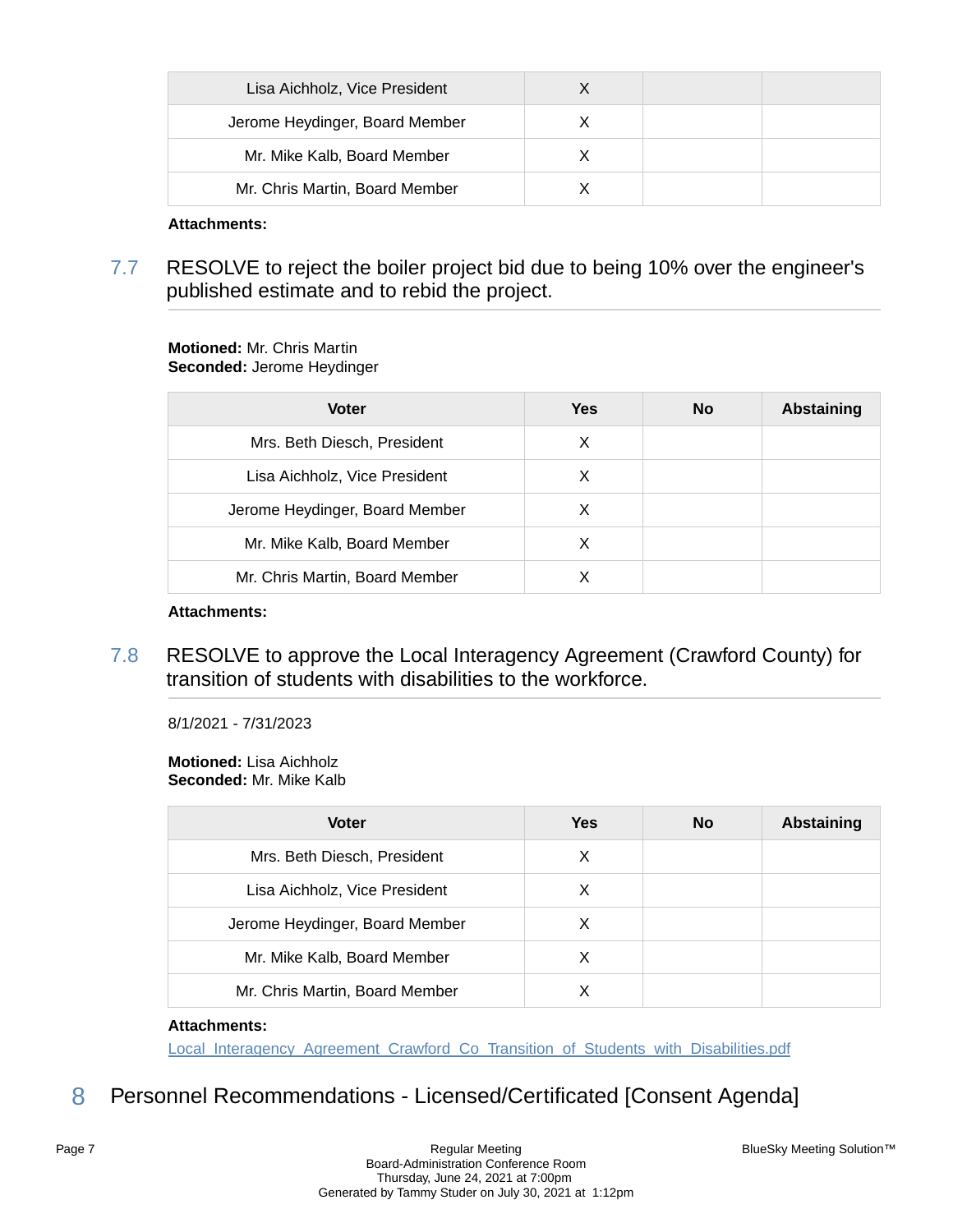| Lisa Aichholz, Vice President | X | | |
|---|---|---|---|
| Jerome Heydinger, Board Member | X | | |
| Mr. Mike Kalb, Board Member | X | | |
| Mr. Chris Martin, Board Member | X | | |

**Attachments:**

### 7.7 RESOLVE to reject the boiler project bid due to being 10% over the engineer's published estimate and to rebid the project.

**Motioned:** Mr. Chris Martin
**Seconded:** Jerome Heydinger

| Voter | Yes | No | Abstaining |
|---|---|---|---|
| Mrs. Beth Diesch, President | X | | |
| Lisa Aichholz, Vice President | X | | |
| Jerome Heydinger, Board Member | X | | |
| Mr. Mike Kalb, Board Member | X | | |
| Mr. Chris Martin, Board Member | X | | |

**Attachments:**

### 7.8 RESOLVE to approve the Local Interagency Agreement (Crawford County) for transition of students with disabilities to the workforce.

8/1/2021 - 7/31/2023

**Motioned:** Lisa Aichholz
**Seconded:** Mr. Mike Kalb

| Voter | Yes | No | Abstaining |
|---|---|---|---|
| Mrs. Beth Diesch, President | X | | |
| Lisa Aichholz, Vice President | X | | |
| Jerome Heydinger, Board Member | X | | |
| Mr. Mike Kalb, Board Member | X | | |
| Mr. Chris Martin, Board Member | X | | |

**Attachments:**
Local_Interagency_Agreement_Crawford_Co_Transition_of_Students_with_Disabilities.pdf

## 8 Personnel Recommendations - Licensed/Certificated [Consent Agenda]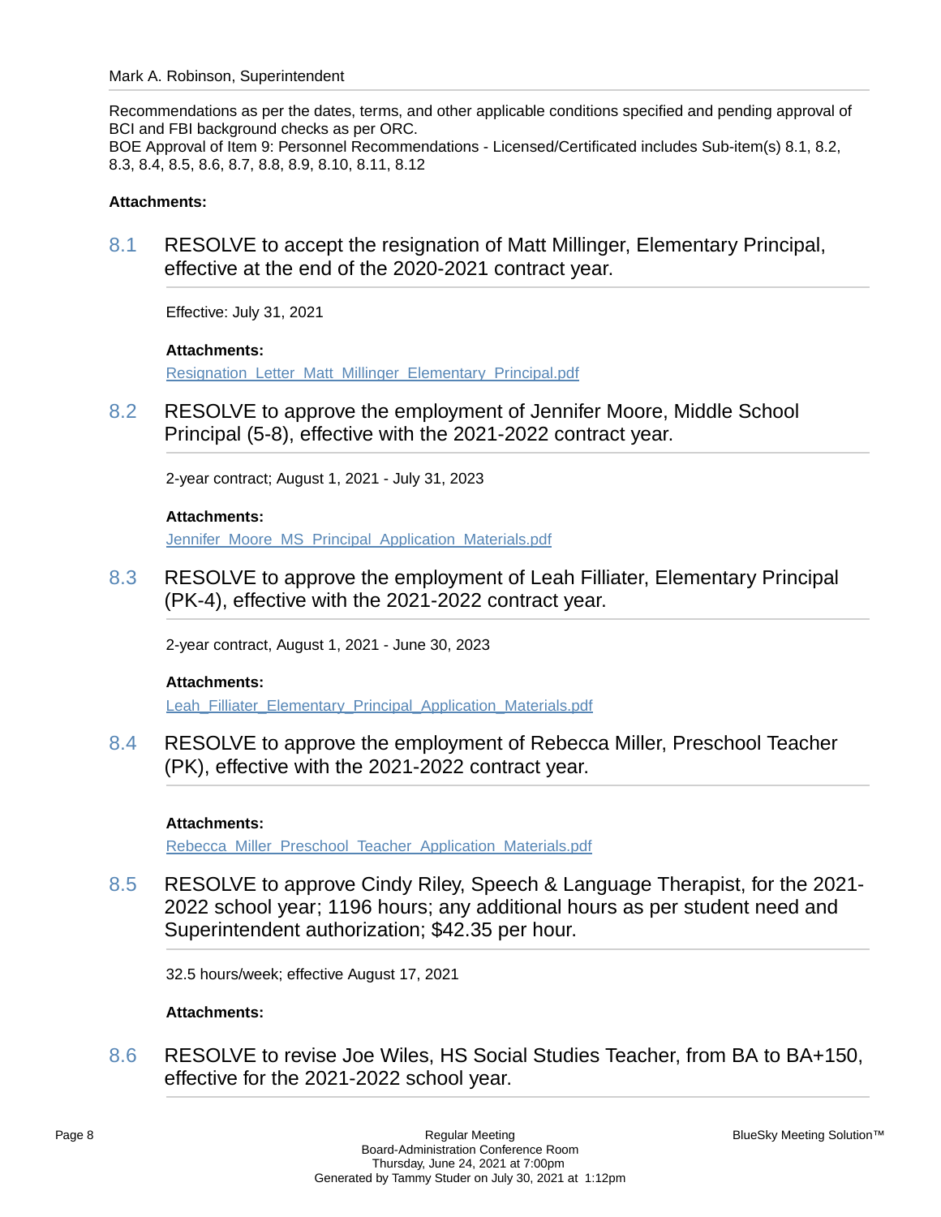Mark A. Robinson, Superintendent

Recommendations as per the dates, terms, and other applicable conditions specified and pending approval of BCI and FBI background checks as per ORC.
BOE Approval of Item 9: Personnel Recommendations - Licensed/Certificated includes Sub-item(s) 8.1, 8.2, 8.3, 8.4, 8.5, 8.6, 8.7, 8.8, 8.9, 8.10, 8.11, 8.12

**Attachments:**

## 8.1 RESOLVE to accept the resignation of Matt Millinger, Elementary Principal, effective at the end of the 2020-2021 contract year.

Effective: July 31, 2021

**Attachments:**
Resignation_Letter_Matt_Millinger_Elementary_Principal.pdf

## 8.2 RESOLVE to approve the employment of Jennifer Moore, Middle School Principal (5-8), effective with the 2021-2022 contract year.

2-year contract; August 1, 2021 - July 31, 2023

**Attachments:**
Jennifer_Moore_MS_Principal_Application_Materials.pdf

## 8.3 RESOLVE to approve the employment of Leah Filliater, Elementary Principal (PK-4), effective with the 2021-2022 contract year.

2-year contract, August 1, 2021 - June 30, 2023

**Attachments:**
Leah_Filliater_Elementary_Principal_Application_Materials.pdf

## 8.4 RESOLVE to approve the employment of Rebecca Miller, Preschool Teacher (PK), effective with the 2021-2022 contract year.

**Attachments:**
Rebecca_Miller_Preschool_Teacher_Application_Materials.pdf

## 8.5 RESOLVE to approve Cindy Riley, Speech & Language Therapist, for the 2021-2022 school year; 1196 hours; any additional hours as per student need and Superintendent authorization; $42.35 per hour.

32.5 hours/week; effective August 17, 2021

**Attachments:**

## 8.6 RESOLVE to revise Joe Wiles, HS Social Studies Teacher, from BA to BA+150, effective for the 2021-2022 school year.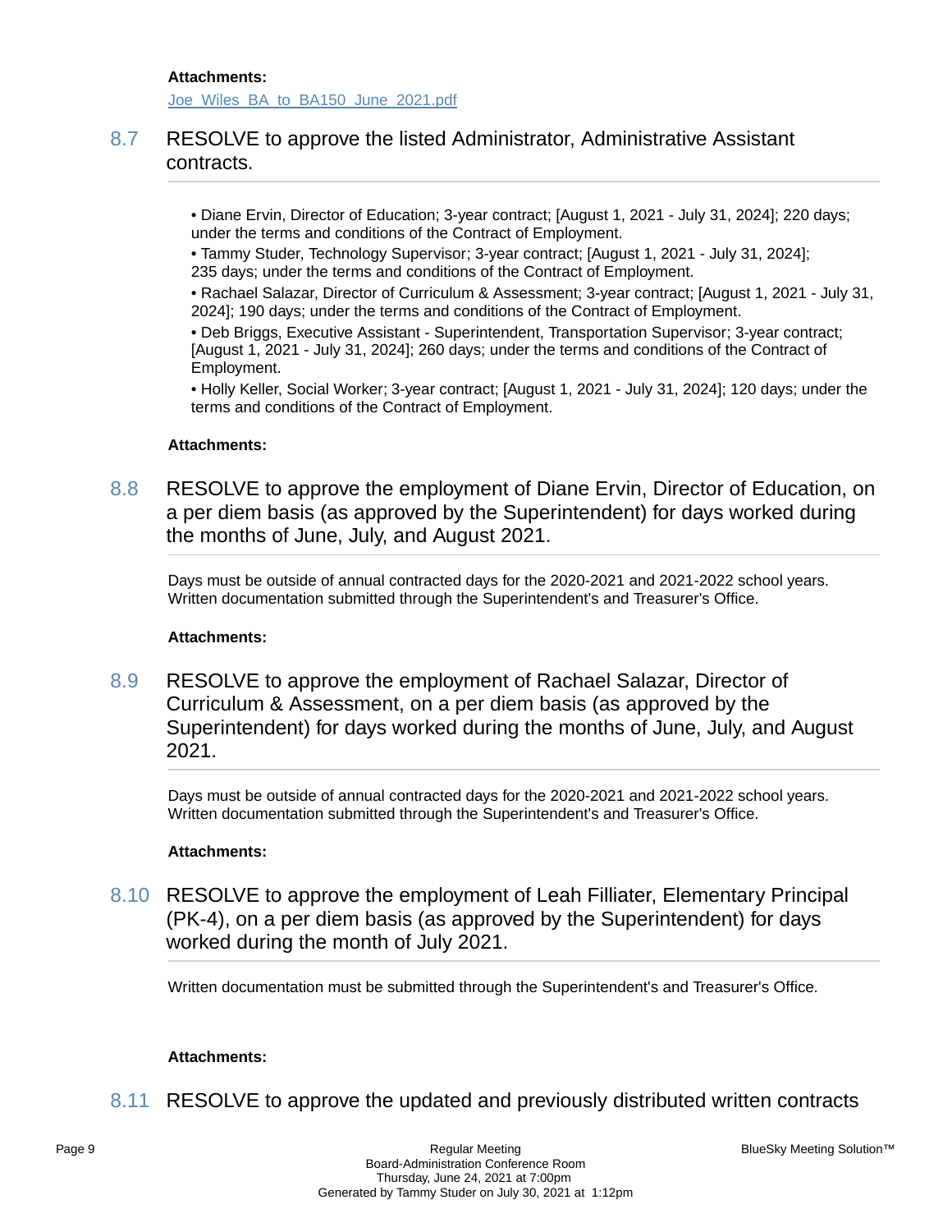**Attachments:**

Joe_Wiles_BA_to_BA150_June_2021.pdf

## 8.7 RESOLVE to approve the listed Administrator, Administrative Assistant contracts.

- Diane Ervin, Director of Education; 3-year contract; [August 1, 2021 - July 31, 2024]; 220 days; under the terms and conditions of the Contract of Employment.
- Tammy Studer, Technology Supervisor; 3-year contract; [August 1, 2021 - July 31, 2024]; 235 days; under the terms and conditions of the Contract of Employment.
- Rachael Salazar, Director of Curriculum & Assessment; 3-year contract; [August 1, 2021 - July 31, 2024]; 190 days; under the terms and conditions of the Contract of Employment.
- Deb Briggs, Executive Assistant - Superintendent, Transportation Supervisor; 3-year contract; [August 1, 2021 - July 31, 2024]; 260 days; under the terms and conditions of the Contract of Employment.
- Holly Keller, Social Worker; 3-year contract; [August 1, 2021 - July 31, 2024]; 120 days; under the terms and conditions of the Contract of Employment.

**Attachments:**

## 8.8 RESOLVE to approve the employment of Diane Ervin, Director of Education, on a per diem basis (as approved by the Superintendent) for days worked during the months of June, July, and August 2021.

Days must be outside of annual contracted days for the 2020-2021 and 2021-2022 school years. Written documentation submitted through the Superintendent's and Treasurer's Office.

**Attachments:**

## 8.9 RESOLVE to approve the employment of Rachael Salazar, Director of Curriculum & Assessment, on a per diem basis (as approved by the Superintendent) for days worked during the months of June, July, and August 2021.

Days must be outside of annual contracted days for the 2020-2021 and 2021-2022 school years. Written documentation submitted through the Superintendent's and Treasurer's Office.

**Attachments:**

## 8.10 RESOLVE to approve the employment of Leah Filliater, Elementary Principal (PK-4), on a per diem basis (as approved by the Superintendent) for days worked during the month of July 2021.

Written documentation must be submitted through the Superintendent's and Treasurer's Office.

**Attachments:**

## 8.11 RESOLVE to approve the updated and previously distributed written contracts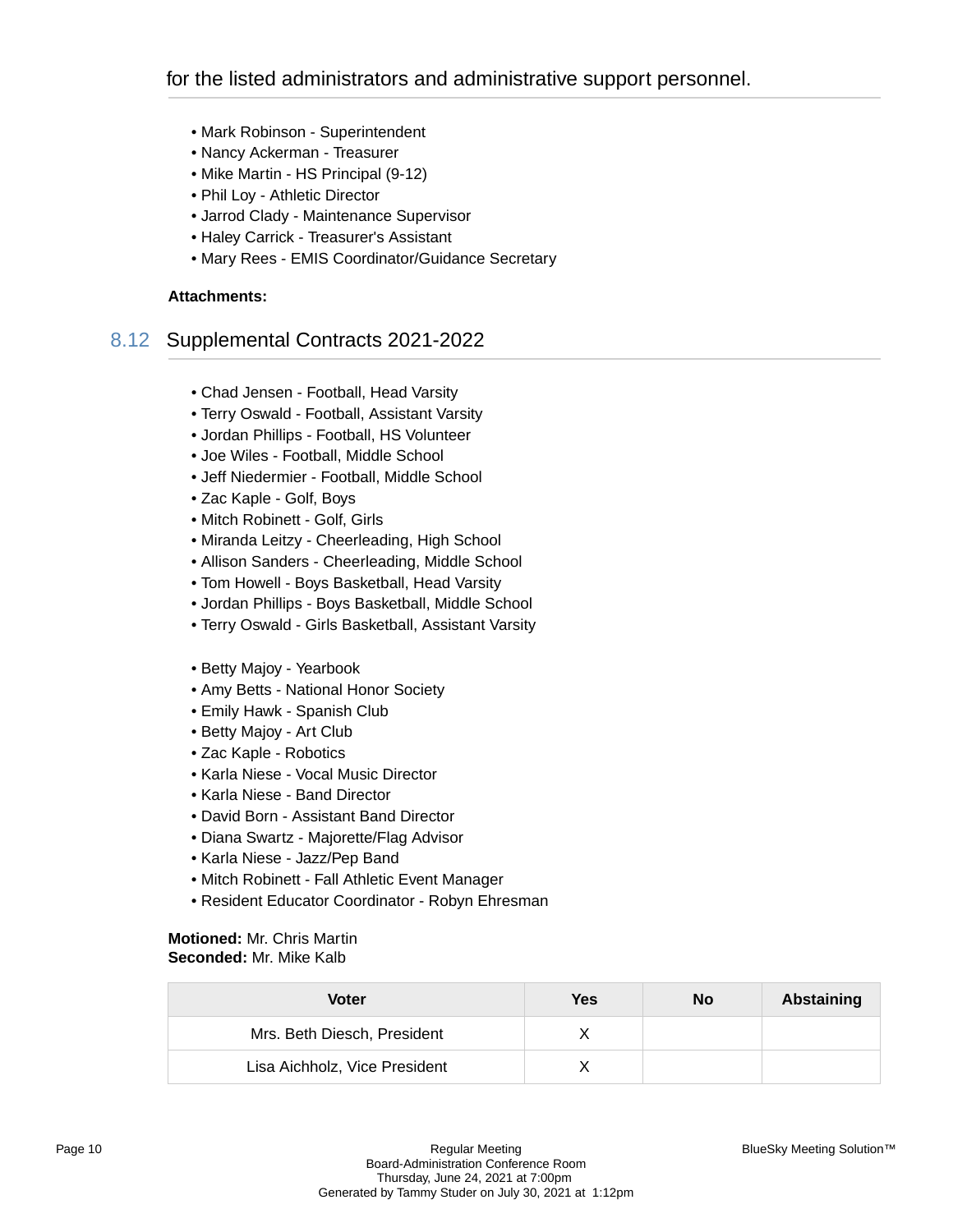for the listed administrators and administrative support personnel.

- Mark Robinson - Superintendent
- Nancy Ackerman - Treasurer
- Mike Martin - HS Principal (9-12)
- Phil Loy - Athletic Director
- Jarrod Clady - Maintenance Supervisor
- Haley Carrick - Treasurer's Assistant
- Mary Rees - EMIS Coordinator/Guidance Secretary

**Attachments:**

## 8.12 Supplemental Contracts 2021-2022

- Chad Jensen - Football, Head Varsity
- Terry Oswald - Football, Assistant Varsity
- Jordan Phillips - Football, HS Volunteer
- Joe Wiles - Football, Middle School
- Jeff Niedermier - Football, Middle School
- Zac Kaple - Golf, Boys
- Mitch Robinett - Golf, Girls
- Miranda Leitzy - Cheerleading, High School
- Allison Sanders - Cheerleading, Middle School
- Tom Howell - Boys Basketball, Head Varsity
- Jordan Phillips - Boys Basketball, Middle School
- Terry Oswald - Girls Basketball, Assistant Varsity

- Betty Majoy - Yearbook
- Amy Betts - National Honor Society
- Emily Hawk - Spanish Club
- Betty Majoy - Art Club
- Zac Kaple - Robotics
- Karla Niese - Vocal Music Director
- Karla Niese - Band Director
- David Born - Assistant Band Director
- Diana Swartz - Majorette/Flag Advisor
- Karla Niese - Jazz/Pep Band
- Mitch Robinett - Fall Athletic Event Manager
- Resident Educator Coordinator - Robyn Ehresman

**Motioned:** Mr. Chris Martin
**Seconded:** Mr. Mike Kalb

| Voter | Yes | No | Abstaining |
|---|---|---|---|
| Mrs. Beth Diesch, President | X | | |
| Lisa Aichholz, Vice President | X | | |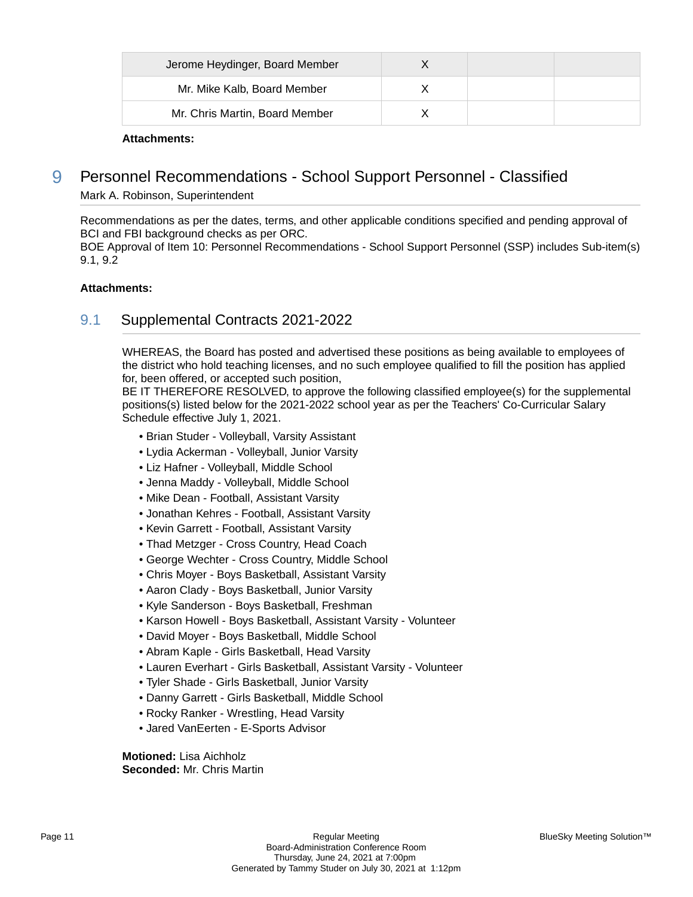| Jerome Heydinger, Board Member | X | | |
|---|---|---|---|
| Mr. Mike Kalb, Board Member | X | | |
| Mr. Chris Martin, Board Member | X | | |

**Attachments:**

# 9 Personnel Recommendations - School Support Personnel - Classified

Mark A. Robinson, Superintendent

Recommendations as per the dates, terms, and other applicable conditions specified and pending approval of BCI and FBI background checks as per ORC.
BOE Approval of Item 10: Personnel Recommendations - School Support Personnel (SSP) includes Sub-item(s) 9.1, 9.2

**Attachments:**

## 9.1 Supplemental Contracts 2021-2022

WHEREAS, the Board has posted and advertised these positions as being available to employees of the district who hold teaching licenses, and no such employee qualified to fill the position has applied for, been offered, or accepted such position,
BE IT THEREFORE RESOLVED, to approve the following classified employee(s) for the supplemental positions(s) listed below for the 2021-2022 school year as per the Teachers' Co-Curricular Salary Schedule effective July 1, 2021.

- Brian Studer - Volleyball, Varsity Assistant
- Lydia Ackerman - Volleyball, Junior Varsity
- Liz Hafner - Volleyball, Middle School
- Jenna Maddy - Volleyball, Middle School
- Mike Dean - Football, Assistant Varsity
- Jonathan Kehres - Football, Assistant Varsity
- Kevin Garrett - Football, Assistant Varsity
- Thad Metzger - Cross Country, Head Coach
- George Wechter - Cross Country, Middle School
- Chris Moyer - Boys Basketball, Assistant Varsity
- Aaron Clady - Boys Basketball, Junior Varsity
- Kyle Sanderson - Boys Basketball, Freshman
- Karson Howell - Boys Basketball, Assistant Varsity - Volunteer
- David Moyer - Boys Basketball, Middle School
- Abram Kaple - Girls Basketball, Head Varsity
- Lauren Everhart - Girls Basketball, Assistant Varsity - Volunteer
- Tyler Shade - Girls Basketball, Junior Varsity
- Danny Garrett - Girls Basketball, Middle School
- Rocky Ranker - Wrestling, Head Varsity
- Jared VanEerten - E-Sports Advisor

**Motioned:** Lisa Aichholz
**Seconded:** Mr. Chris Martin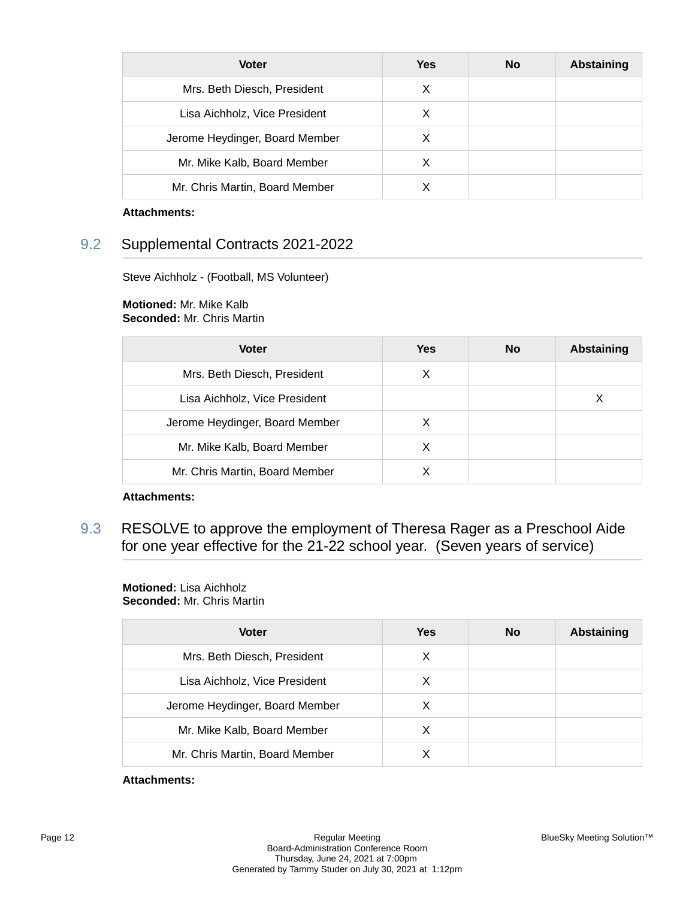| Voter | Yes | No | Abstaining |
|---|---|---|---|
| Mrs. Beth Diesch, President | X | | |
| Lisa Aichholz, Vice President | X | | |
| Jerome Heydinger, Board Member | X | | |
| Mr. Mike Kalb, Board Member | X | | |
| Mr. Chris Martin, Board Member | X | | |

**Attachments:**

## 9.2 Supplemental Contracts 2021-2022

Steve Aichholz - (Football, MS Volunteer)

**Motioned:** Mr. Mike Kalb
**Seconded:** Mr. Chris Martin

| Voter | Yes | No | Abstaining |
|---|---|---|---|
| Mrs. Beth Diesch, President | X | | |
| Lisa Aichholz, Vice President | | | X |
| Jerome Heydinger, Board Member | X | | |
| Mr. Mike Kalb, Board Member | X | | |
| Mr. Chris Martin, Board Member | X | | |

**Attachments:**

## 9.3 RESOLVE to approve the employment of Theresa Rager as a Preschool Aide for one year effective for the 21-22 school year. (Seven years of service)

**Motioned:** Lisa Aichholz
**Seconded:** Mr. Chris Martin

| Voter | Yes | No | Abstaining |
|---|---|---|---|
| Mrs. Beth Diesch, President | X | | |
| Lisa Aichholz, Vice President | X | | |
| Jerome Heydinger, Board Member | X | | |
| Mr. Mike Kalb, Board Member | X | | |
| Mr. Chris Martin, Board Member | X | | |

**Attachments:**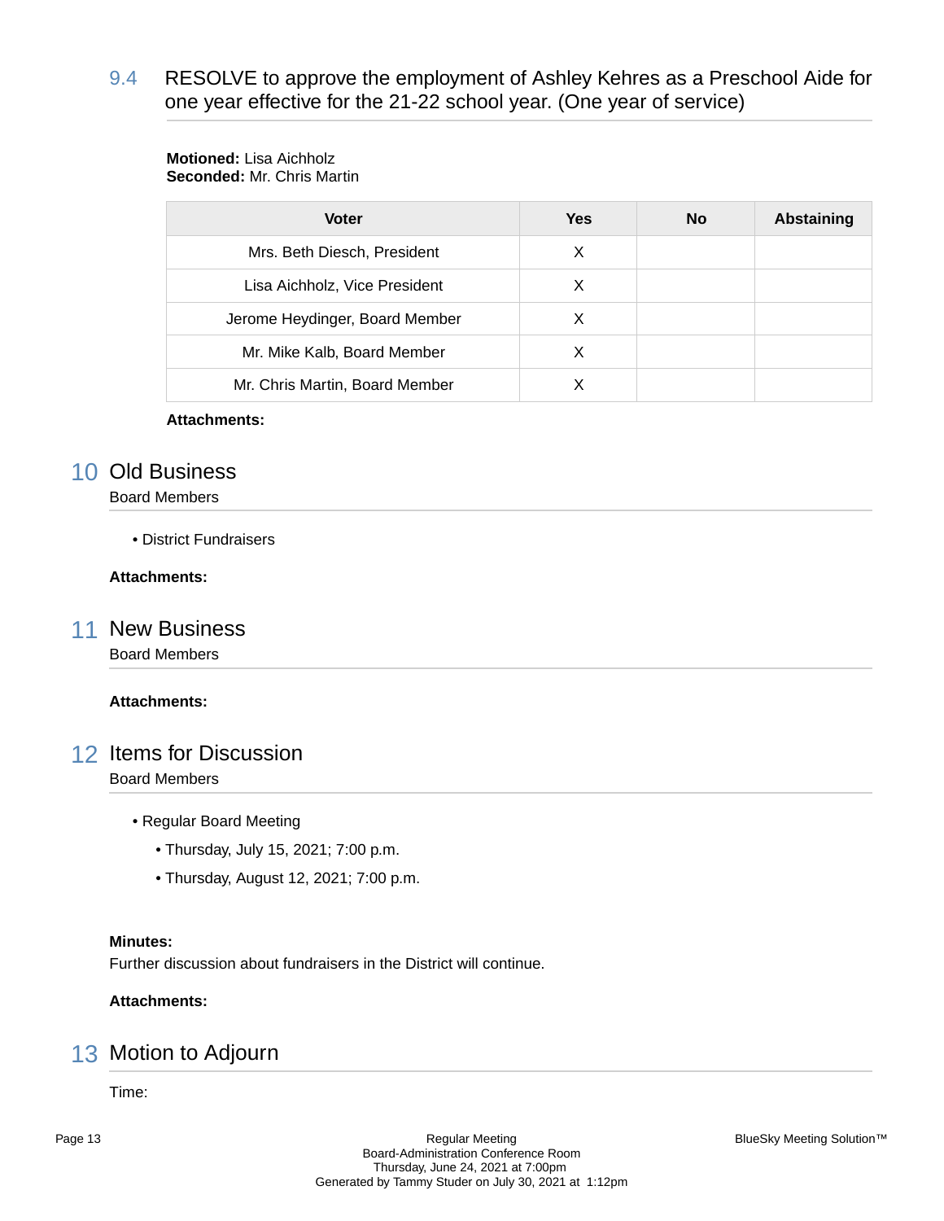### 9.4 RESOLVE to approve the employment of Ashley Kehres as a Preschool Aide for one year effective for the 21-22 school year. (One year of service)

**Motioned:** Lisa Aichholz
**Seconded:** Mr. Chris Martin

| Voter | Yes | No | Abstaining |
|---|---|---|---|
| Mrs. Beth Diesch, President | X | | |
| Lisa Aichholz, Vice President | X | | |
| Jerome Heydinger, Board Member | X | | |
| Mr. Mike Kalb, Board Member | X | | |
| Mr. Chris Martin, Board Member | X | | |

**Attachments:**

## 10 Old Business

Board Members

- District Fundraisers

**Attachments:**

## 11 New Business

Board Members

**Attachments:**

## 12 Items for Discussion

Board Members

- Regular Board Meeting
  - Thursday, July 15, 2021; 7:00 p.m.
  - Thursday, August 12, 2021; 7:00 p.m.

**Minutes:**
Further discussion about fundraisers in the District will continue.

**Attachments:**

## 13 Motion to Adjourn

Time: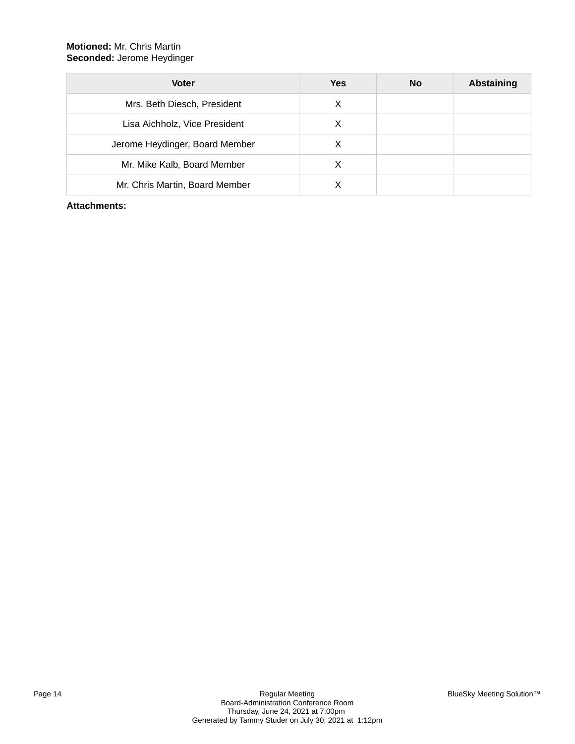**Motioned:** Mr. Chris Martin
**Seconded:** Jerome Heydinger

| Voter | Yes | No | Abstaining |
|---|---|---|---|
| Mrs. Beth Diesch, President | X | | |
| Lisa Aichholz, Vice President | X | | |
| Jerome Heydinger, Board Member | X | | |
| Mr. Mike Kalb, Board Member | X | | |
| Mr. Chris Martin, Board Member | X | | |

**Attachments:**